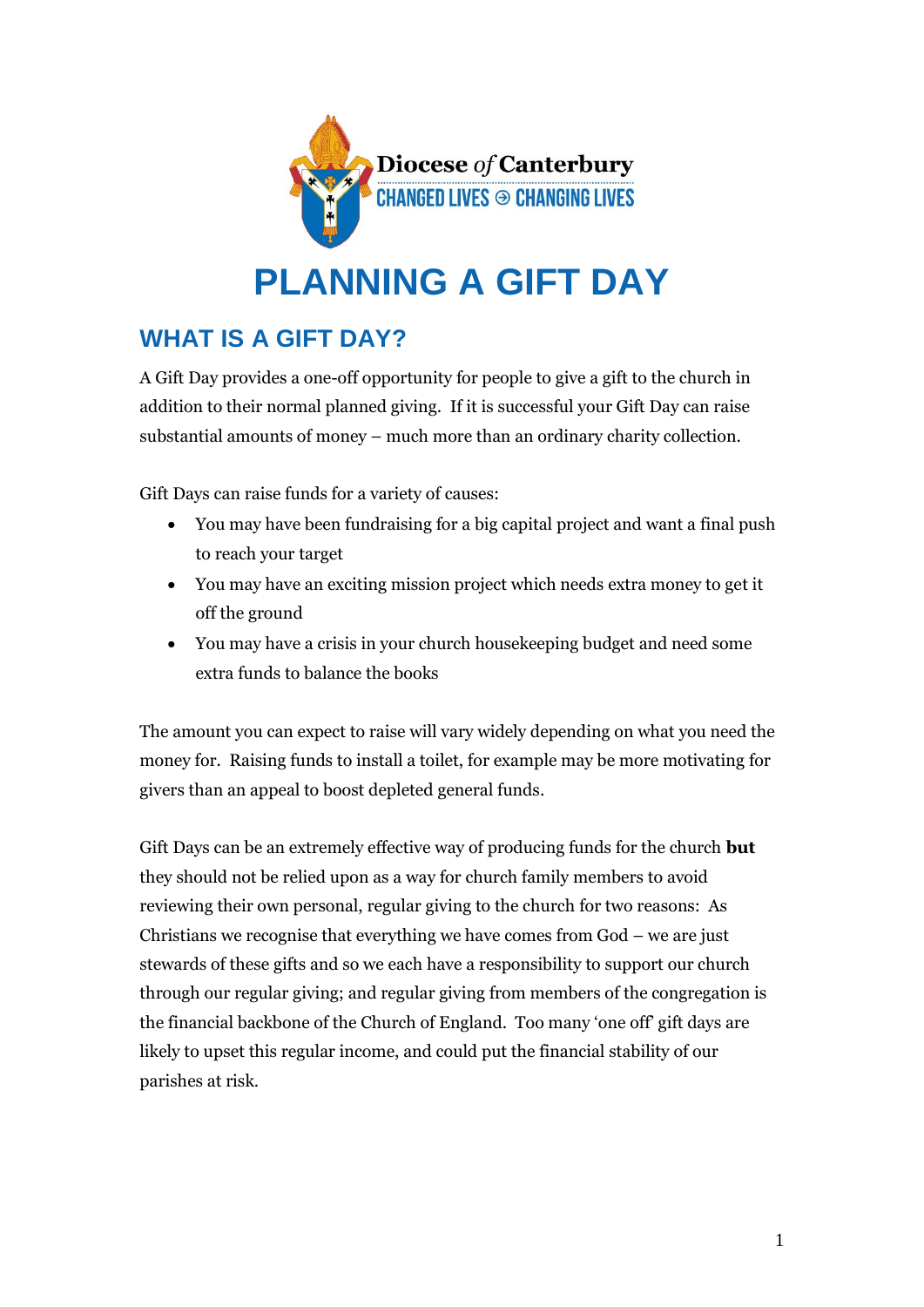Diocese *of* Canterbury

CHANGED LIVES ⊕ CHANGING LIVES

# PLANNING A GIFT DAY

## WHAT IS A GIFT DAY?

A Gift Day provides a one-off opportunity for people to give a gift to the church in addition to their normal planned giving. If it is successful your Gift Day can raise substantial amounts of money – much more than an ordinary charity collection.

Gift Days can raise funds for a variety of causes:

- You may have been fundraising for a big capital project and want a final push to reach your target
- You may have an exciting mission project which needs extra money to get it off the ground
- You may have a crisis in your church housekeeping budget and need some extra funds to balance the books

The amount you can expect to raise will vary widely depending on what you need the money for. Raising funds to install a toilet, for example may be more motivating for givers than an appeal to boost depleted general funds.

Gift Days can be an extremely effective way of producing funds for the church **but** they should not be relied upon as a way for church family members to avoid reviewing their own personal, regular giving to the church for two reasons: As Christians we recognise that everything we have comes from God – we are just stewards of these gifts and so we each have a responsibility to support our church through our regular giving; and regular giving from members of the congregation is the financial backbone of the Church of England. Too many 'one off' gift days are likely to upset this regular income, and could put the financial stability of our parishes at risk.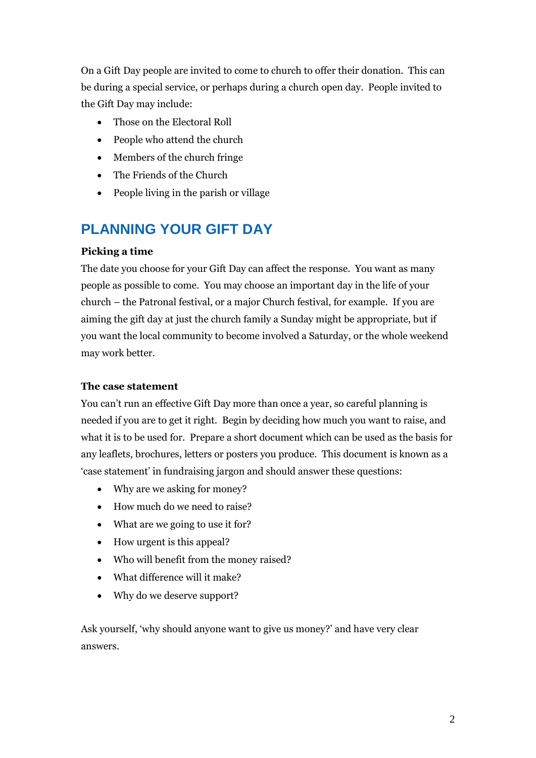On a Gift Day people are invited to come to church to offer their donation. This can be during a special service, or perhaps during a church open day. People invited to the Gift Day may include:

- Those on the Electoral Roll
- People who attend the church
- Members of the church fringe
- The Friends of the Church
- People living in the parish or village

## PLANNING YOUR GIFT DAY

**Picking a time**

The date you choose for your Gift Day can affect the response. You want as many people as possible to come. You may choose an important day in the life of your church – the Patronal festival, or a major Church festival, for example. If you are aiming the gift day at just the church family a Sunday might be appropriate, but if you want the local community to become involved a Saturday, or the whole weekend may work better.

**The case statement**

You can't run an effective Gift Day more than once a year, so careful planning is needed if you are to get it right. Begin by deciding how much you want to raise, and what it is to be used for. Prepare a short document which can be used as the basis for any leaflets, brochures, letters or posters you produce. This document is known as a 'case statement' in fundraising jargon and should answer these questions:

- Why are we asking for money?
- How much do we need to raise?
- What are we going to use it for?
- How urgent is this appeal?
- Who will benefit from the money raised?
- What difference will it make?
- Why do we deserve support?

Ask yourself, 'why should anyone want to give us money?' and have very clear answers.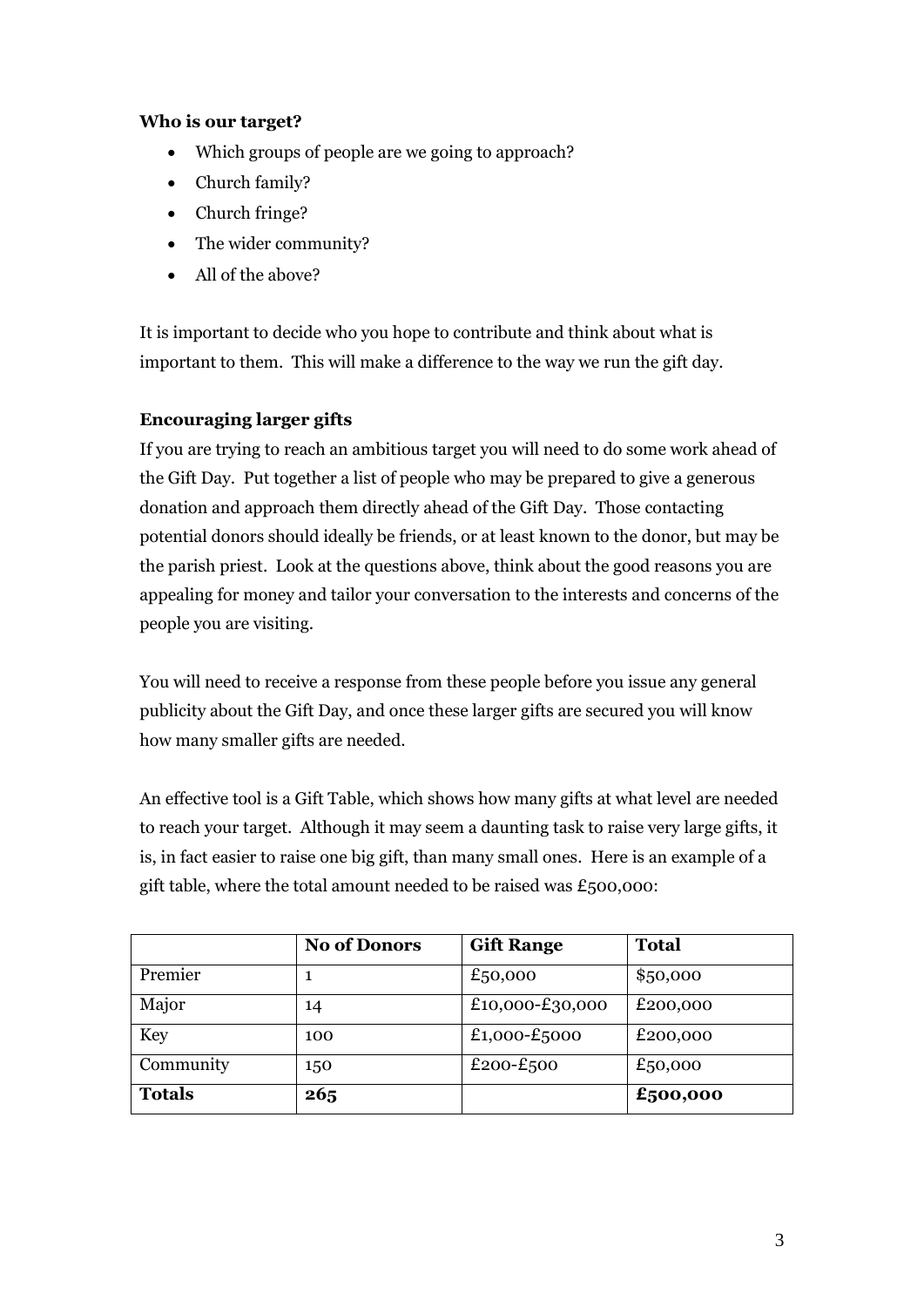**Who is our target?**

- Which groups of people are we going to approach?
- Church family?
- Church fringe?
- The wider community?
- All of the above?

It is important to decide who you hope to contribute and think about what is important to them. This will make a difference to the way we run the gift day.

**Encouraging larger gifts**

If you are trying to reach an ambitious target you will need to do some work ahead of the Gift Day. Put together a list of people who may be prepared to give a generous donation and approach them directly ahead of the Gift Day. Those contacting potential donors should ideally be friends, or at least known to the donor, but may be the parish priest. Look at the questions above, think about the good reasons you are appealing for money and tailor your conversation to the interests and concerns of the people you are visiting.

You will need to receive a response from these people before you issue any general publicity about the Gift Day, and once these larger gifts are secured you will know how many smaller gifts are needed.

An effective tool is a Gift Table, which shows how many gifts at what level are needed to reach your target. Although it may seem a daunting task to raise very large gifts, it is, in fact easier to raise one big gift, than many small ones. Here is an example of a gift table, where the total amount needed to be raised was £500,000:

| | **No of Donors** | **Gift Range** | **Total** |
|---|---|---|---|
| Premier | 1 | £50,000 | $50,000 |
| Major | 14 | £10,000-£30,000 | £200,000 |
| Key | 100 | £1,000-£5000 | £200,000 |
| Community | 150 | £200-£500 | £50,000 |
| **Totals** | **265** | | **£500,000** |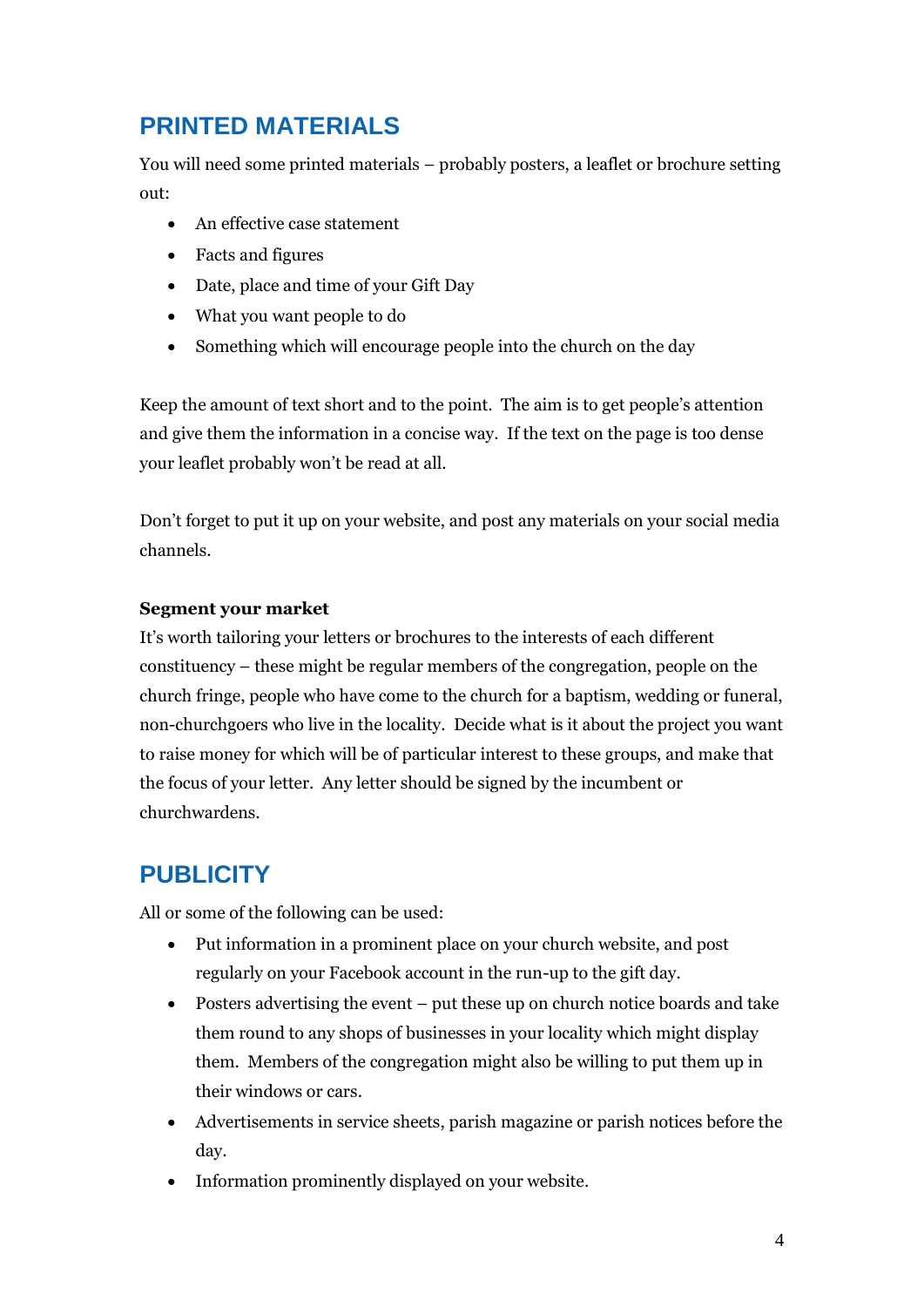## PRINTED MATERIALS

You will need some printed materials – probably posters, a leaflet or brochure setting out:

- An effective case statement
- Facts and figures
- Date, place and time of your Gift Day
- What you want people to do
- Something which will encourage people into the church on the day

Keep the amount of text short and to the point. The aim is to get people's attention and give them the information in a concise way. If the text on the page is too dense your leaflet probably won't be read at all.

Don't forget to put it up on your website, and post any materials on your social media channels.

**Segment your market**
It's worth tailoring your letters or brochures to the interests of each different constituency – these might be regular members of the congregation, people on the church fringe, people who have come to the church for a baptism, wedding or funeral, non-churchgoers who live in the locality. Decide what is it about the project you want to raise money for which will be of particular interest to these groups, and make that the focus of your letter. Any letter should be signed by the incumbent or churchwardens.

## PUBLICITY

All or some of the following can be used:

- Put information in a prominent place on your church website, and post regularly on your Facebook account in the run-up to the gift day.
- Posters advertising the event – put these up on church notice boards and take them round to any shops of businesses in your locality which might display them. Members of the congregation might also be willing to put them up in their windows or cars.
- Advertisements in service sheets, parish magazine or parish notices before the day.
- Information prominently displayed on your website.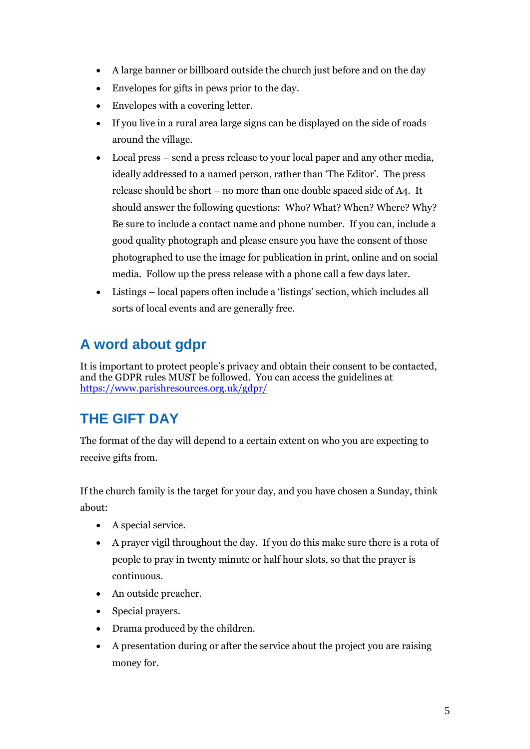- A large banner or billboard outside the church just before and on the day
- Envelopes for gifts in pews prior to the day.
- Envelopes with a covering letter.
- If you live in a rural area large signs can be displayed on the side of roads around the village.
- Local press – send a press release to your local paper and any other media, ideally addressed to a named person, rather than 'The Editor'. The press release should be short – no more than one double spaced side of A4. It should answer the following questions: Who? What? When? Where? Why? Be sure to include a contact name and phone number. If you can, include a good quality photograph and please ensure you have the consent of those photographed to use the image for publication in print, online and on social media. Follow up the press release with a phone call a few days later.
- Listings – local papers often include a 'listings' section, which includes all sorts of local events and are generally free.

## A word about gdpr

It is important to protect people's privacy and obtain their consent to be contacted, and the GDPR rules MUST be followed. You can access the guidelines at [https://www.parishresources.org.uk/gdpr/](https://www.parishresources.org.uk/gdpr/)

## THE GIFT DAY

The format of the day will depend to a certain extent on who you are expecting to receive gifts from.

If the church family is the target for your day, and you have chosen a Sunday, think about:

- A special service.
- A prayer vigil throughout the day. If you do this make sure there is a rota of people to pray in twenty minute or half hour slots, so that the prayer is continuous.
- An outside preacher.
- Special prayers.
- Drama produced by the children.
- A presentation during or after the service about the project you are raising money for.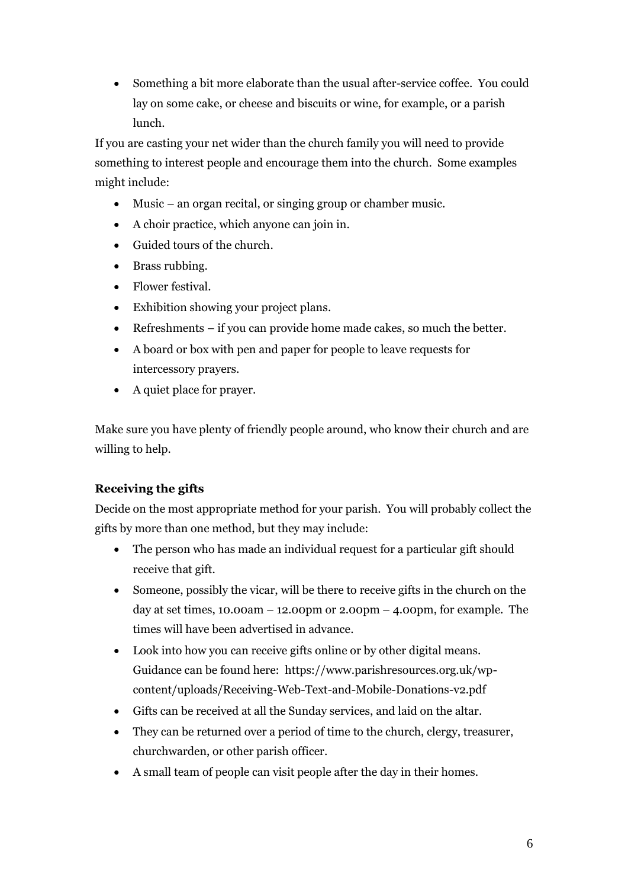- Something a bit more elaborate than the usual after-service coffee. You could lay on some cake, or cheese and biscuits or wine, for example, or a parish lunch.

If you are casting your net wider than the church family you will need to provide something to interest people and encourage them into the church. Some examples might include:

- Music – an organ recital, or singing group or chamber music.
- A choir practice, which anyone can join in.
- Guided tours of the church.
- Brass rubbing.
- Flower festival.
- Exhibition showing your project plans.
- Refreshments – if you can provide home made cakes, so much the better.
- A board or box with pen and paper for people to leave requests for intercessory prayers.
- A quiet place for prayer.

Make sure you have plenty of friendly people around, who know their church and are willing to help.

**Receiving the gifts**

Decide on the most appropriate method for your parish. You will probably collect the gifts by more than one method, but they may include:

- The person who has made an individual request for a particular gift should receive that gift.
- Someone, possibly the vicar, will be there to receive gifts in the church on the day at set times, 10.00am – 12.00pm or 2.00pm – 4.00pm, for example. The times will have been advertised in advance.
- Look into how you can receive gifts online or by other digital means. Guidance can be found here: https://www.parishresources.org.uk/wp-content/uploads/Receiving-Web-Text-and-Mobile-Donations-v2.pdf
- Gifts can be received at all the Sunday services, and laid on the altar.
- They can be returned over a period of time to the church, clergy, treasurer, churchwarden, or other parish officer.
- A small team of people can visit people after the day in their homes.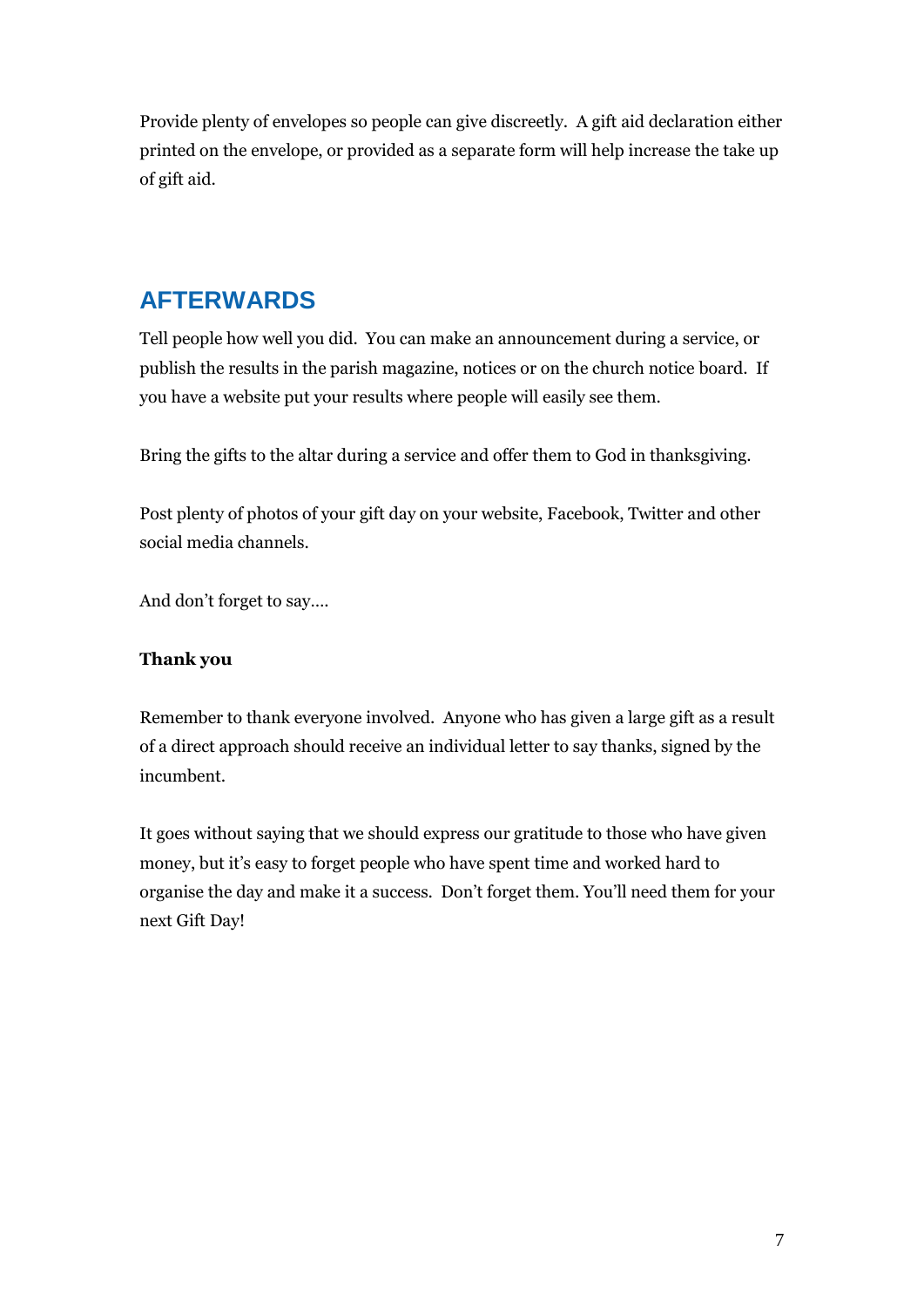Provide plenty of envelopes so people can give discreetly. A gift aid declaration either printed on the envelope, or provided as a separate form will help increase the take up of gift aid.

## AFTERWARDS

Tell people how well you did. You can make an announcement during a service, or publish the results in the parish magazine, notices or on the church notice board. If you have a website put your results where people will easily see them.

Bring the gifts to the altar during a service and offer them to God in thanksgiving.

Post plenty of photos of your gift day on your website, Facebook, Twitter and other social media channels.

And don't forget to say….

**Thank you**

Remember to thank everyone involved. Anyone who has given a large gift as a result of a direct approach should receive an individual letter to say thanks, signed by the incumbent.

It goes without saying that we should express our gratitude to those who have given money, but it's easy to forget people who have spent time and worked hard to organise the day and make it a success. Don't forget them. You'll need them for your next Gift Day!